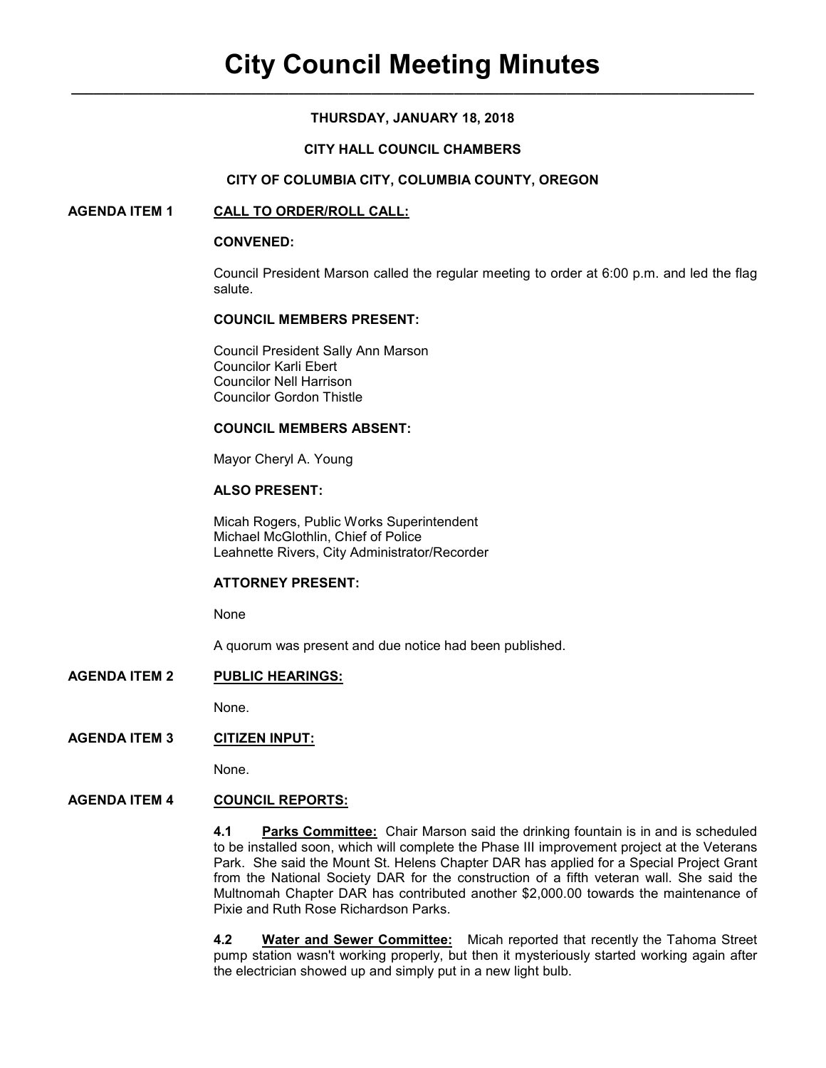# City Council Meeting Minutes

**THURSDAY, JANUARY 18, 2018**

**CITY HALL COUNCIL CHAMBERS**

**CITY OF COLUMBIA CITY, COLUMBIA COUNTY, OREGON**

## AGENDA ITEM 1 CALL TO ORDER/ROLL CALL:

**CONVENED:**

Council President Marson called the regular meeting to order at 6:00 p.m. and led the flag salute.

**COUNCIL MEMBERS PRESENT:**

Council President Sally Ann Marson
Councilor Karli Ebert
Councilor Nell Harrison
Councilor Gordon Thistle

**COUNCIL MEMBERS ABSENT:**

Mayor Cheryl A. Young

**ALSO PRESENT:**

Micah Rogers, Public Works Superintendent
Michael McGlothlin, Chief of Police
Leahnette Rivers, City Administrator/Recorder

**ATTORNEY PRESENT:**

None

A quorum was present and due notice had been published.

## AGENDA ITEM 2 PUBLIC HEARINGS:

None.

## AGENDA ITEM 3 CITIZEN INPUT:

None.

## AGENDA ITEM 4 COUNCIL REPORTS:

**4.1 Parks Committee:** Chair Marson said the drinking fountain is in and is scheduled to be installed soon, which will complete the Phase III improvement project at the Veterans Park. She said the Mount St. Helens Chapter DAR has applied for a Special Project Grant from the National Society DAR for the construction of a fifth veteran wall. She said the Multnomah Chapter DAR has contributed another $2,000.00 towards the maintenance of Pixie and Ruth Rose Richardson Parks.

**4.2 Water and Sewer Committee:** Micah reported that recently the Tahoma Street pump station wasn't working properly, but then it mysteriously started working again after the electrician showed up and simply put in a new light bulb.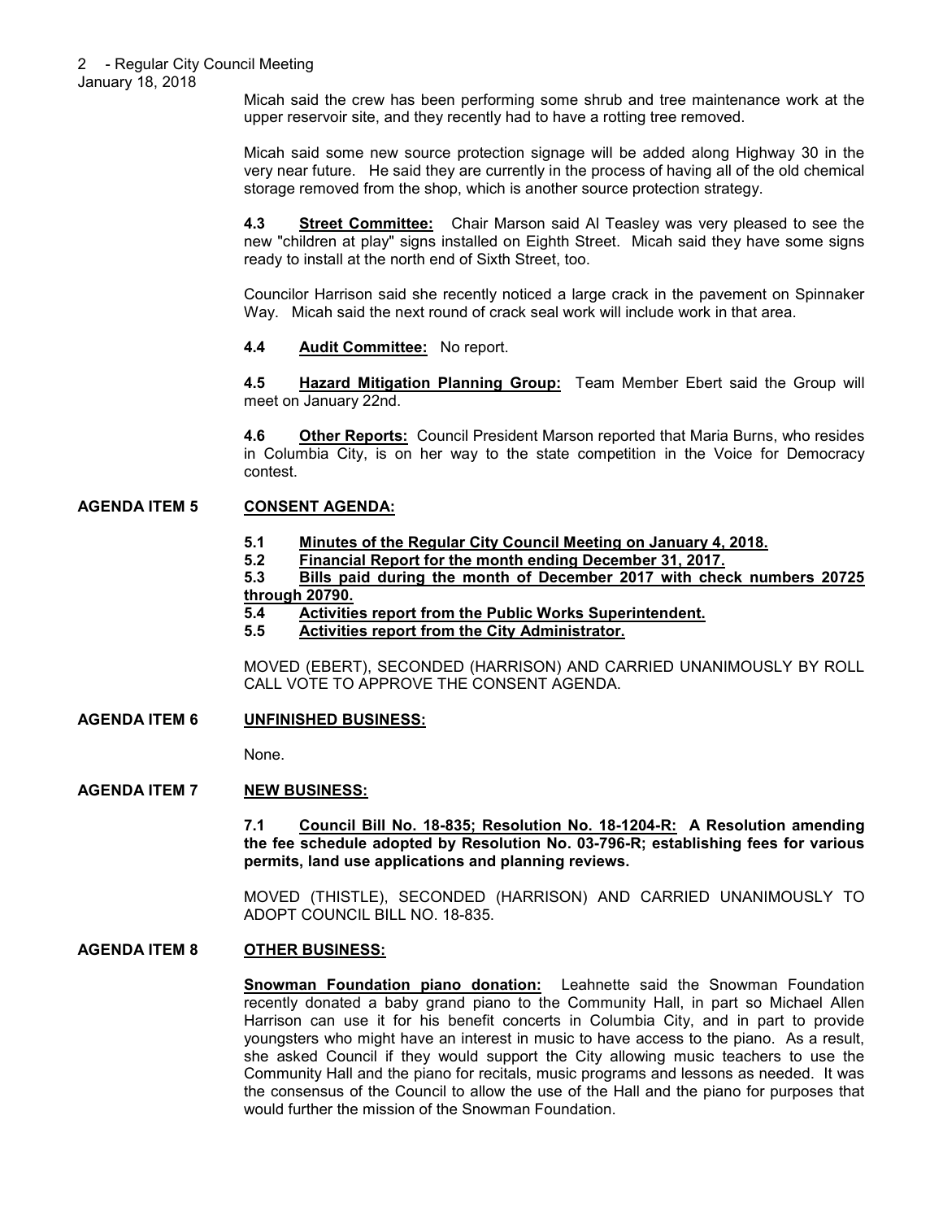Micah said the crew has been performing some shrub and tree maintenance work at the upper reservoir site, and they recently had to have a rotting tree removed.

Micah said some new source protection signage will be added along Highway 30 in the very near future. He said they are currently in the process of having all of the old chemical storage removed from the shop, which is another source protection strategy.

**4.3 Street Committee:** Chair Marson said Al Teasley was very pleased to see the new "children at play" signs installed on Eighth Street. Micah said they have some signs ready to install at the north end of Sixth Street, too.

Councilor Harrison said she recently noticed a large crack in the pavement on Spinnaker Way. Micah said the next round of crack seal work will include work in that area.

**4.4 Audit Committee:** No report.

**4.5 Hazard Mitigation Planning Group:** Team Member Ebert said the Group will meet on January 22nd.

**4.6 Other Reports:** Council President Marson reported that Maria Burns, who resides in Columbia City, is on her way to the state competition in the Voice for Democracy contest.

**AGENDA ITEM 5 CONSENT AGENDA:**

**5.1 Minutes of the Regular City Council Meeting on January 4, 2018.**
**5.2 Financial Report for the month ending December 31, 2017.**
**5.3 Bills paid during the month of December 2017 with check numbers 20725 through 20790.**
**5.4 Activities report from the Public Works Superintendent.**
**5.5 Activities report from the City Administrator.**

MOVED (EBERT), SECONDED (HARRISON) AND CARRIED UNANIMOUSLY BY ROLL CALL VOTE TO APPROVE THE CONSENT AGENDA.

**AGENDA ITEM 6 UNFINISHED BUSINESS:**

None.

**AGENDA ITEM 7 NEW BUSINESS:**

**7.1 Council Bill No. 18-835; Resolution No. 18-1204-R: A Resolution amending the fee schedule adopted by Resolution No. 03-796-R; establishing fees for various permits, land use applications and planning reviews.**

MOVED (THISTLE), SECONDED (HARRISON) AND CARRIED UNANIMOUSLY TO ADOPT COUNCIL BILL NO. 18-835.

**AGENDA ITEM 8 OTHER BUSINESS:**

**Snowman Foundation piano donation:** Leahnette said the Snowman Foundation recently donated a baby grand piano to the Community Hall, in part so Michael Allen Harrison can use it for his benefit concerts in Columbia City, and in part to provide youngsters who might have an interest in music to have access to the piano. As a result, she asked Council if they would support the City allowing music teachers to use the Community Hall and the piano for recitals, music programs and lessons as needed. It was the consensus of the Council to allow the use of the Hall and the piano for purposes that would further the mission of the Snowman Foundation.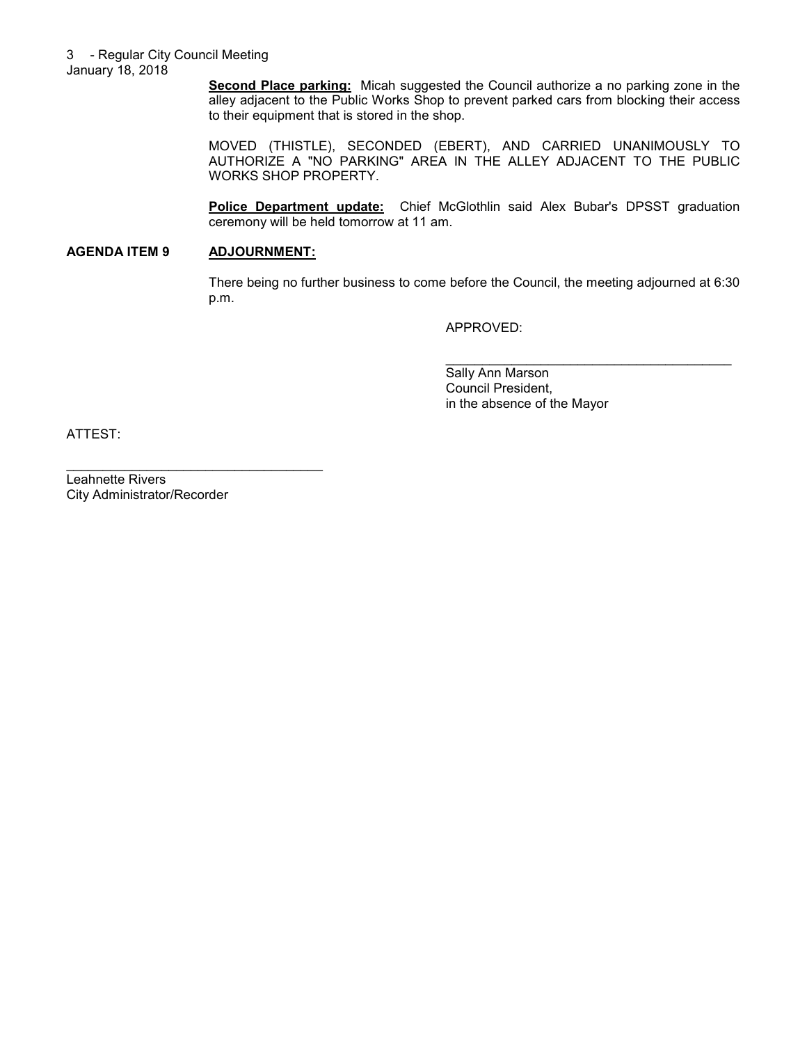**Second Place parking:** Micah suggested the Council authorize a no parking zone in the alley adjacent to the Public Works Shop to prevent parked cars from blocking their access to their equipment that is stored in the shop.

MOVED (THISTLE), SECONDED (EBERT), AND CARRIED UNANIMOUSLY TO AUTHORIZE A "NO PARKING" AREA IN THE ALLEY ADJACENT TO THE PUBLIC WORKS SHOP PROPERTY.

**Police Department update:** Chief McGlothlin said Alex Bubar's DPSST graduation ceremony will be held tomorrow at 11 am.

**AGENDA ITEM 9** **ADJOURNMENT:**

There being no further business to come before the Council, the meeting adjourned at 6:30 p.m.

APPROVED:

\_\_\_\_\_\_\_\_\_\_\_\_\_\_\_\_\_\_\_\_\_\_\_\_\_\_\_\_\_\_\_\_\_\_\_\_\_\_\_\_
Sally Ann Marson
Council President,
in the absence of the Mayor

ATTEST:

\_\_\_\_\_\_\_\_\_\_\_\_\_\_\_\_\_\_\_\_\_\_\_\_\_\_\_\_\_\_\_\_\_\_\_\_
Leahnette Rivers
City Administrator/Recorder